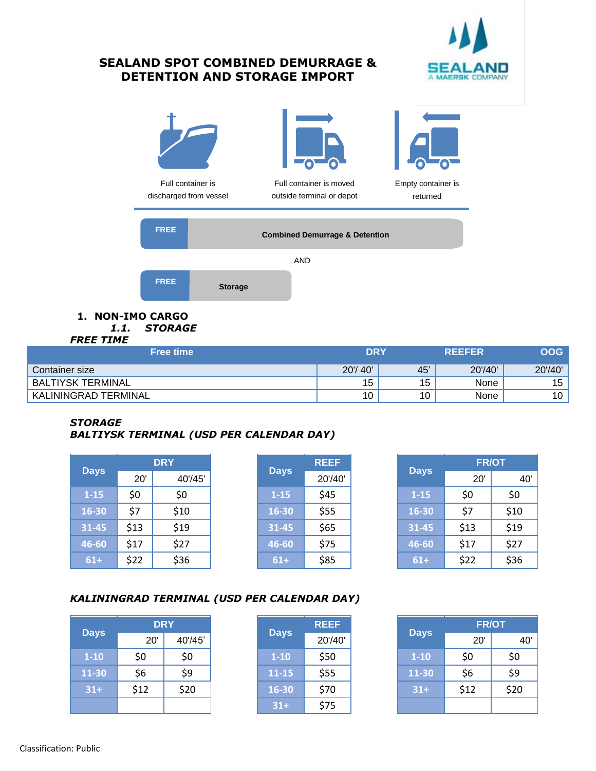# SEALAND SPOT COMBINED DEMURRAGE & DETENTION AND STORAGE IMPORT

SEALAND
A MAERSK COMPANY

Full container is discharged from vessel

Full container is moved outside terminal or depot

Empty container is returned

FREE | Combined Demurrage & Detention

AND

FREE | Storage

## 1. NON-IMO CARGO

### *1.1. STORAGE*

***FREE TIME***

| Free time | DRY | | REEFER | OOG |
|---|---|---|---|---|
| Container size | 20'/ 40' | 45' | 20'/40' | 20'/40' |
| BALTIYSK TERMINAL | 15 | 15 | None | 15 |
| KALININGRAD TERMINAL | 10 | 10 | None | 10 |

***STORAGE***

***BALTIYSK TERMINAL (USD PER CALENDAR DAY)***

| Days | DRY | |
|---|---|---|
| | 20' | 40'/45' |
| 1-15 | $0 | $0 |
| 16-30 | $7 | $10 |
| 31-45 | $13 | $19 |
| 46-60 | $17 | $27 |
| 61+ | $22 | $36 |

| Days | REEF |
|---|---|
| | 20'/40' |
| 1-15 | $45 |
| 16-30 | $55 |
| 31-45 | $65 |
| 46-60 | $75 |
| 61+ | $85 |

| Days | FR/OT | |
|---|---|---|
| | 20' | 40' |
| 1-15 | $0 | $0 |
| 16-30 | $7 | $10 |
| 31-45 | $13 | $19 |
| 46-60 | $17 | $27 |
| 61+ | $22 | $36 |

***KALININGRAD TERMINAL (USD PER CALENDAR DAY)***

| Days | DRY | |
|---|---|---|
| | 20' | 40'/45' |
| 1-10 | $0 | $0 |
| 11-30 | $6 | $9 |
| 31+ | $12 | $20 |

| Days | REEF |
|---|---|
| | 20'/40' |
| 1-10 | $50 |
| 11-15 | $55 |
| 16-30 | $70 |
| 31+ | $75 |

| Days | FR/OT | |
|---|---|---|
| | 20' | 40' |
| 1-10 | $0 | $0 |
| 11-30 | $6 | $9 |
| 31+ | $12 | $20 |

Classification: Public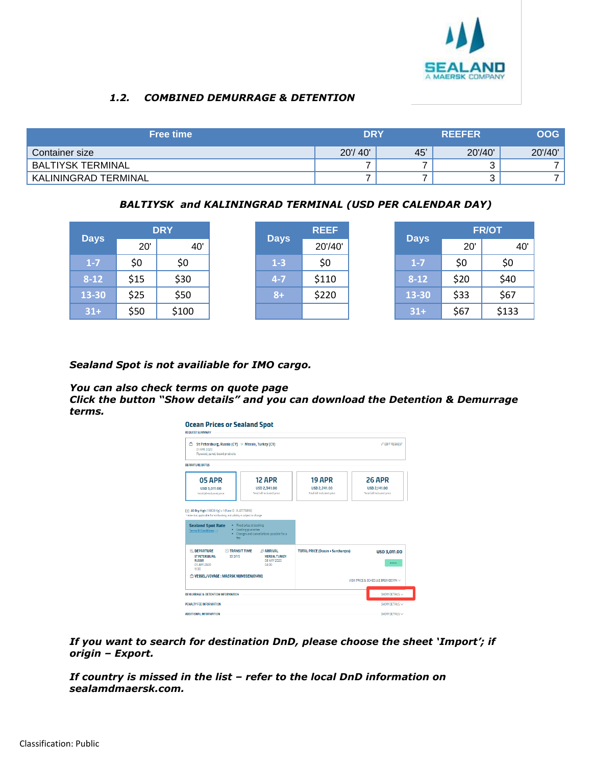### 1.2. COMBINED DEMURRAGE & DETENTION

| Free time | DRY | | REEFER | OOG |
|---|---|---|---|---|
| Container size | 20'/ 40' | 45' | 20'/40' | 20'/40' |
| BALTIYSK TERMINAL | 7 | 7 | 3 | 7 |
| KALININGRAD TERMINAL | 7 | 7 | 3 | 7 |

**BALTIYSK and KALININGRAD TERMINAL (USD PER CALENDAR DAY)**

| Days | DRY | |
|---|---|---|
| | 20' | 40' |
| 1-7 | $0 | $0 |
| 8-12 | $15 | $30 |
| 13-30 | $25 | $50 |
| 31+ | $50 | $100 |

| Days | REEF |
|---|---|
| | 20'/40' |
| 1-3 | $0 |
| 4-7 | $110 |
| 8+ | $220 |
| | |

| Days | FR/OT | |
|---|---|---|
| | 20' | 40' |
| 1-7 | $0 | $0 |
| 8-12 | $20 | $40 |
| 13-30 | $33 | $67 |
| 31+ | $67 | $133 |

***Sealand Spot is not availiable for IMO cargo.***

***You can also check terms on quote page***
***Click the button "Show details" and you can download the Detention & Demurrage terms.***

***If you want to search for destination DnD, please choose the sheet 'Import'; if origin – Export.***

***If country is missed in the list – refer to the local DnD information on sealamdmaersk.com.***

Classification: Public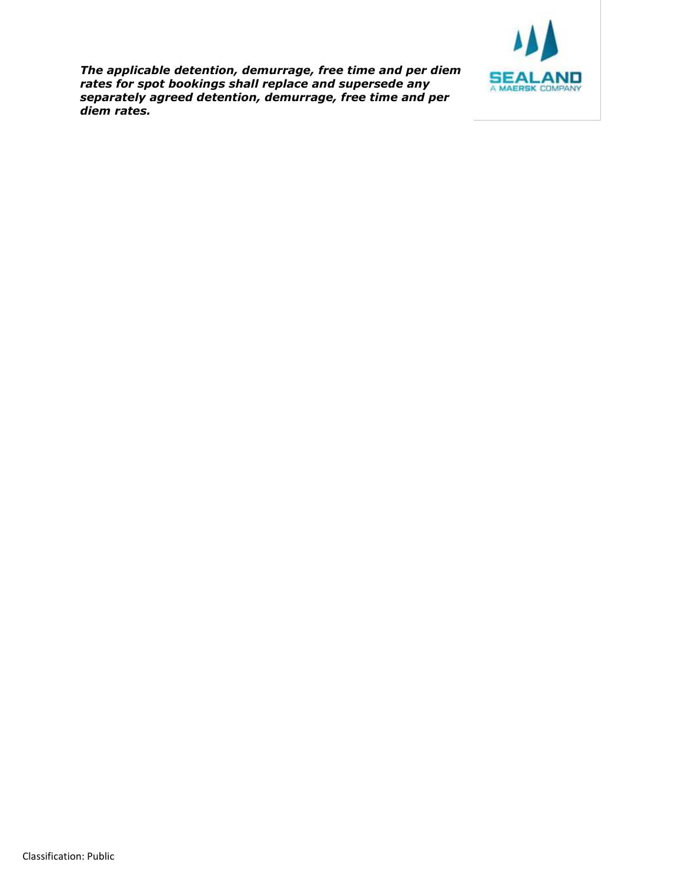***The applicable detention, demurrage, free time and per diem rates for spot bookings shall replace and supersede any separately agreed detention, demurrage, free time and per diem rates.***

Classification: Public